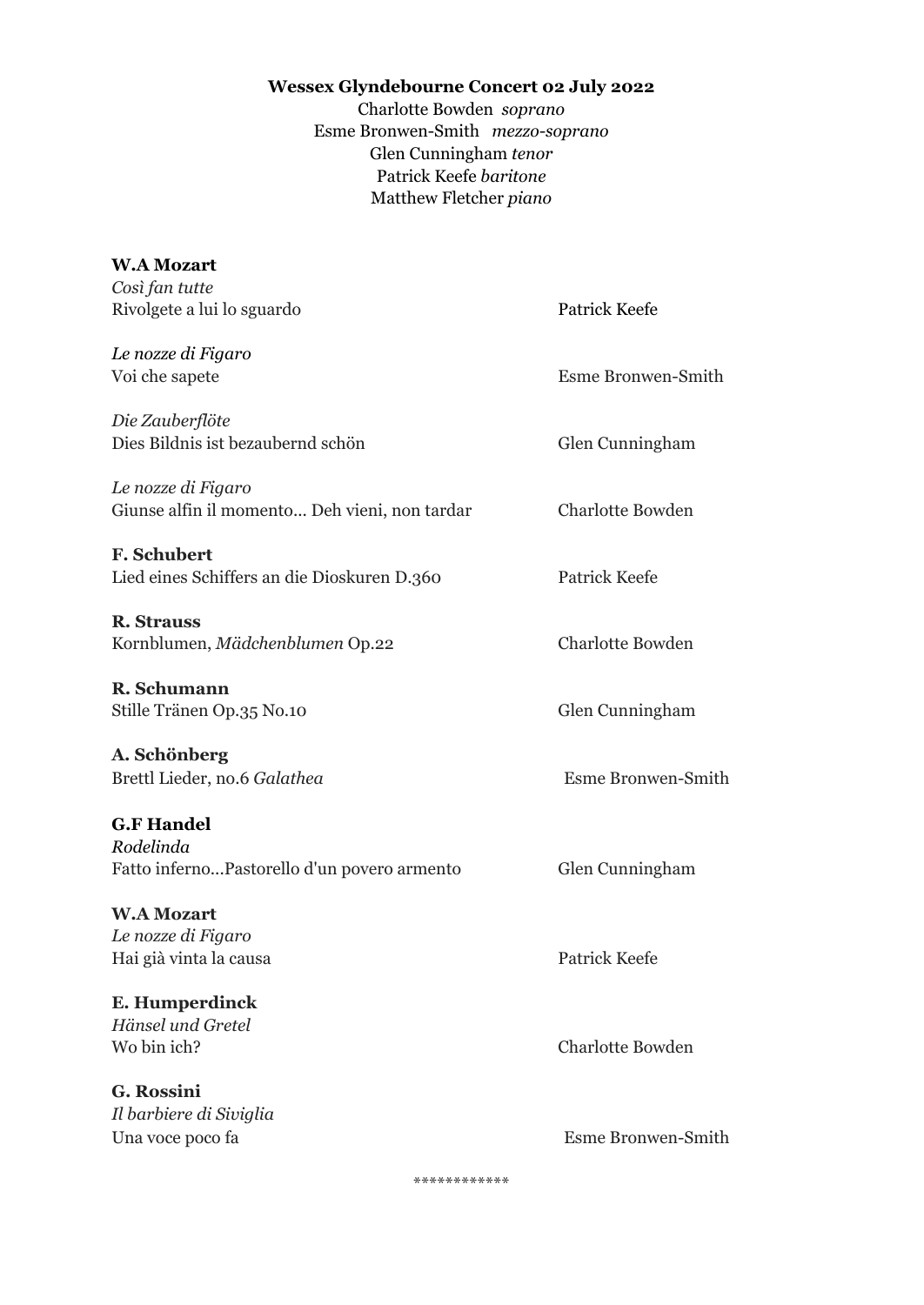**Wessex Glyndebourne Concert 02 July 2022**

Charlotte Bowden *soprano*
Esme Bronwen-Smith *mezzo-soprano*
Glen Cunningham *tenor*
Patrick Keefe *baritone*
Matthew Fletcher *piano*

**W.A Mozart**
*Così fan tutte*
Rivolgete a lui lo sguardo — Patrick Keefe

*Le nozze di Figaro*
Voi che sapete — Esme Bronwen-Smith

*Die Zauberflöte*
Dies Bildnis ist bezaubernd schön — Glen Cunningham

*Le nozze di Figaro*
Giunse alfin il momento... Deh vieni, non tardar — Charlotte Bowden

**F. Schubert**
Lied eines Schiffers an die Dioskuren D.360 — Patrick Keefe

**R. Strauss**
Kornblumen, *Mädchenblumen* Op.22 — Charlotte Bowden

**R. Schumann**
Stille Tränen Op.35 No.10 — Glen Cunningham

**A. Schönberg**
Brettl Lieder, no.6 *Galathea* — Esme Bronwen-Smith

**G.F Handel**
*Rodelinda*
Fatto inferno...Pastorello d'un povero armento — Glen Cunningham

**W.A Mozart**
*Le nozze di Figaro*
Hai già vinta la causa — Patrick Keefe

**E. Humperdinck**
*Hänsel und Gretel*
Wo bin ich? — Charlotte Bowden

**G. Rossini**
*Il barbiere di Siviglia*
Una voce poco fa — Esme Bronwen-Smith

************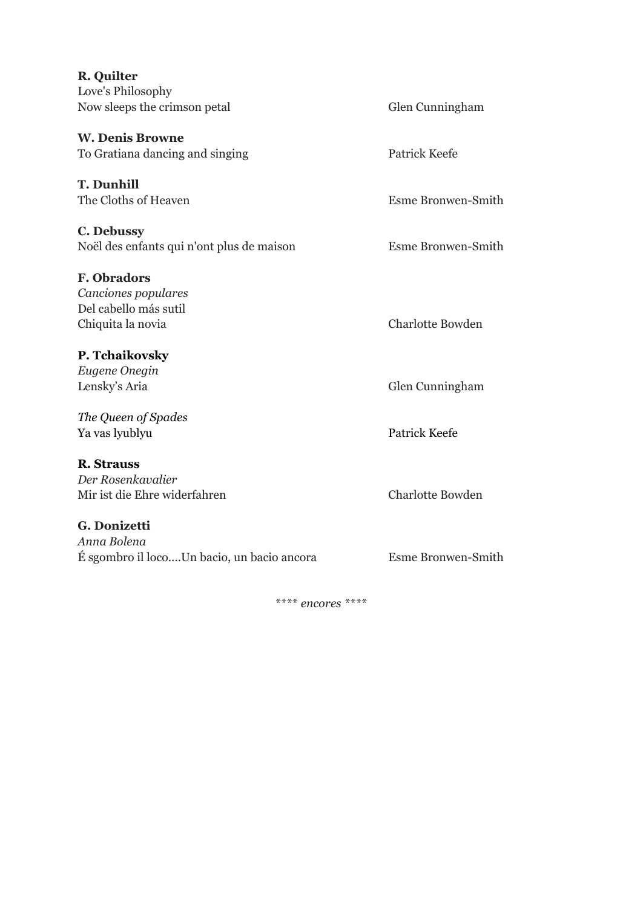**R. Quilter**
Love's Philosophy
Now sleeps the crimson petal — Glen Cunningham

**W. Denis Browne**
To Gratiana dancing and singing — Patrick Keefe

**T. Dunhill**
The Cloths of Heaven — Esme Bronwen-Smith

**C. Debussy**
Noël des enfants qui n'ont plus de maison — Esme Bronwen-Smith

**F. Obradors**
*Canciones populares*
Del cabello más sutil
Chiquita la novia — Charlotte Bowden

**P. Tchaikovsky**
*Eugene Onegin*
Lensky's Aria — Glen Cunningham

*The Queen of Spades*
Ya vas lyublyu — Patrick Keefe

**R. Strauss**
*Der Rosenkavalier*
Mir ist die Ehre widerfahren — Charlotte Bowden

**G. Donizetti**
*Anna Bolena*
É sgombro il loco....Un bacio, un bacio ancora — Esme Bronwen-Smith

**** *encores* ****